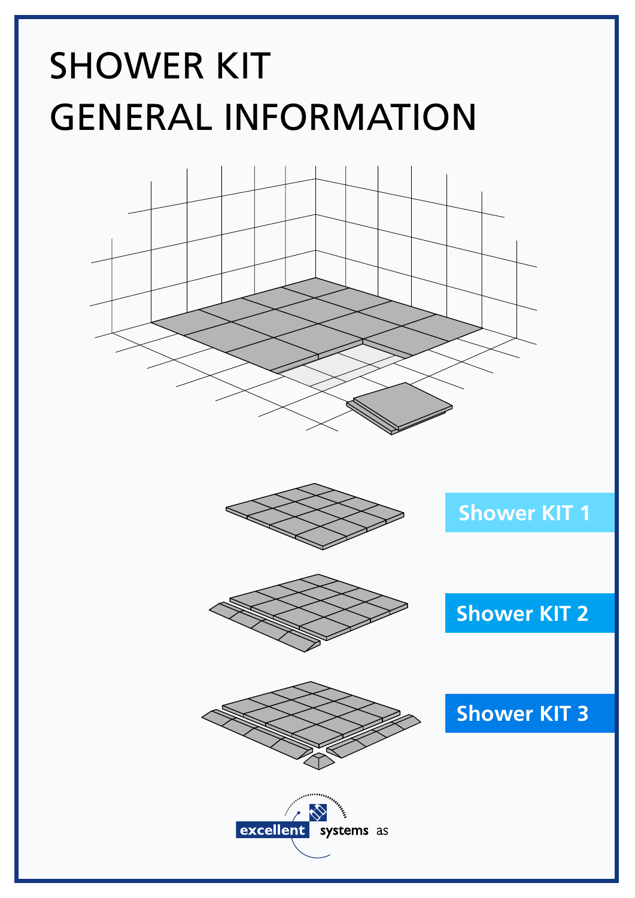# SHOWER KIT
# GENERAL INFORMATION

Shower KIT 1

Shower KIT 2

Shower KIT 3

excellent systems as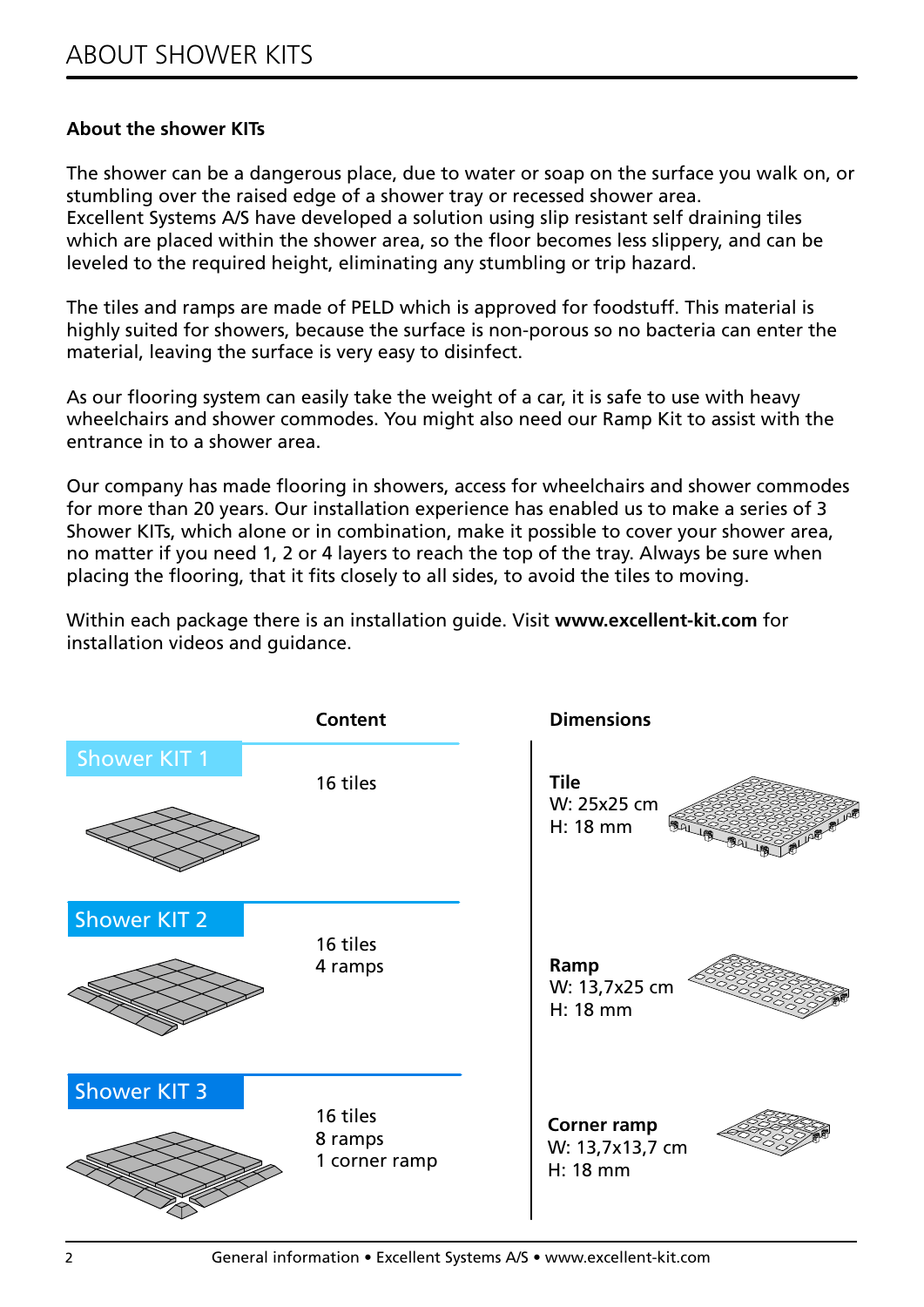# ABOUT SHOWER KITS

**About the shower KITs**

The shower can be a dangerous place, due to water or soap on the surface you walk on, or stumbling over the raised edge of a shower tray or recessed shower area.
Excellent Systems A/S have developed a solution using slip resistant self draining tiles which are placed within the shower area, so the floor becomes less slippery, and can be leveled to the required height, eliminating any stumbling or trip hazard.

The tiles and ramps are made of PELD which is approved for foodstuff. This material is highly suited for showers, because the surface is non-porous so no bacteria can enter the material, leaving the surface is very easy to disinfect.

As our flooring system can easily take the weight of a car, it is safe to use with heavy wheelchairs and shower commodes. You might also need our Ramp Kit to assist with the entrance in to a shower area.

Our company has made flooring in showers, access for wheelchairs and shower commodes for more than 20 years. Our installation experience has enabled us to make a series of 3 Shower KITs, which alone or in combination, make it possible to cover your shower area, no matter if you need 1, 2 or 4 layers to reach the top of the tray. Always be sure when placing the flooring, that it fits closely to all sides, to avoid the tiles to moving.

Within each package there is an installation guide. Visit **www.excellent-kit.com** for installation videos and guidance.

| | Content |
|---|---|
| Shower KIT 1 | 16 tiles |
| Shower KIT 2 | 16 tiles<br>4 ramps |
| Shower KIT 3 | 16 tiles<br>8 ramps<br>1 corner ramp |

**Dimensions**

**Tile**
W: 25x25 cm
H: 18 mm

**Ramp**
W: 13,7x25 cm
H: 18 mm

**Corner ramp**
W: 13,7x13,7 cm
H: 18 mm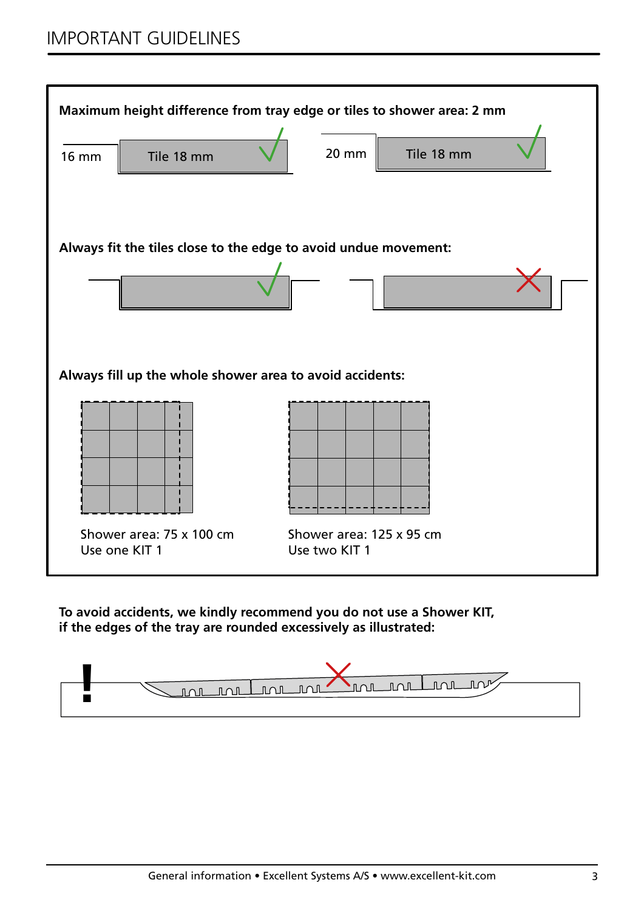# IMPORTANT GUIDELINES

**Maximum height difference from tray edge or tiles to shower area: 2 mm**

16 mm Tile 18 mm

20 mm Tile 18 mm

**Always fit the tiles close to the edge to avoid undue movement:**

**Always fill up the whole shower area to avoid accidents:**

Shower area: 75 x 100 cm
Use one KIT 1

Shower area: 125 x 95 cm
Use two KIT 1

**To avoid accidents, we kindly recommend you do not use a Shower KIT, if the edges of the tray are rounded excessively as illustrated:**

!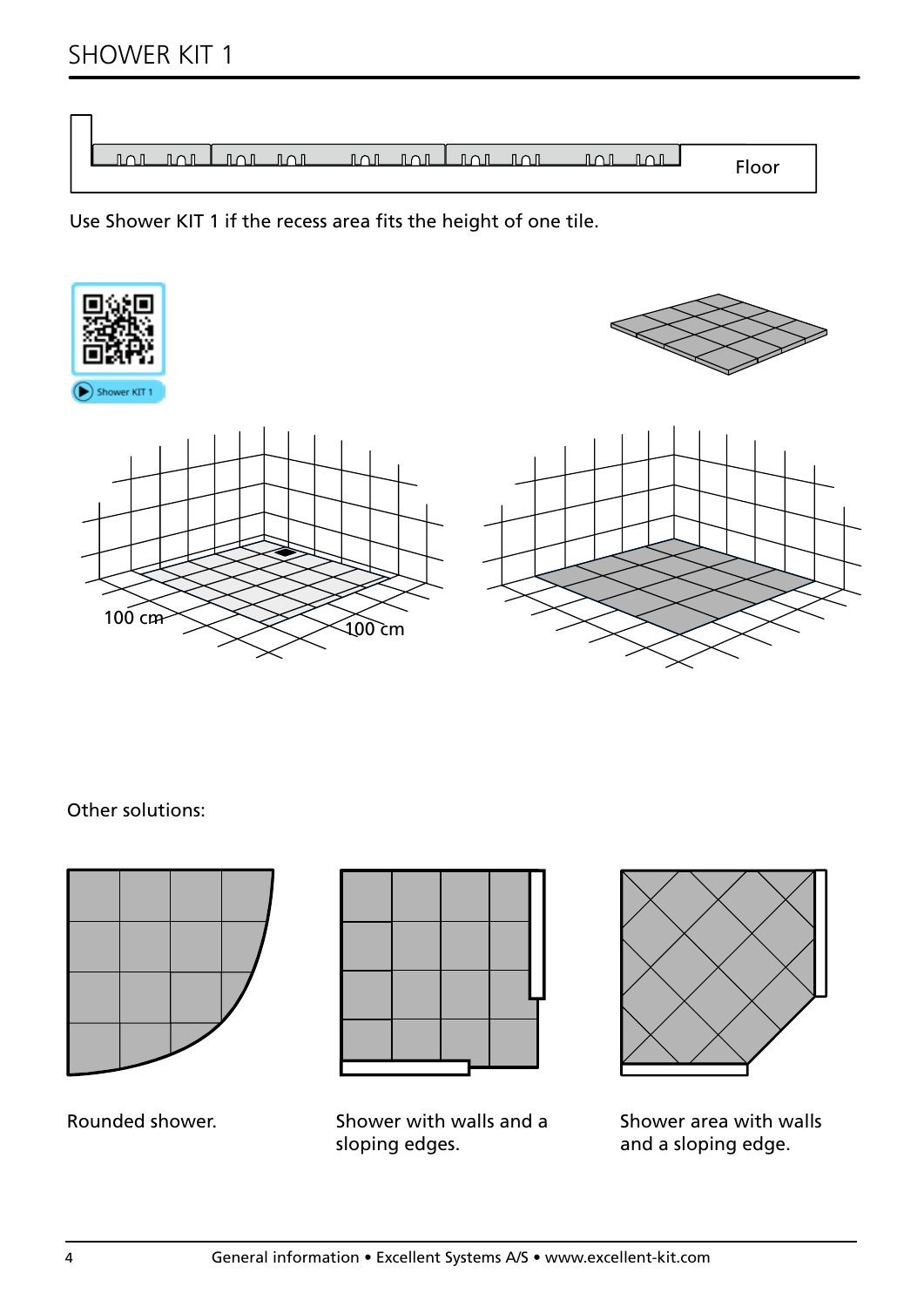# SHOWER KIT 1

Floor

Use Shower KIT 1 if the recess area fits the height of one tile.

Shower KIT 1

100 cm

100 cm

Other solutions:

Rounded shower.

Shower with walls and a sloping edges.

Shower area with walls and a sloping edge.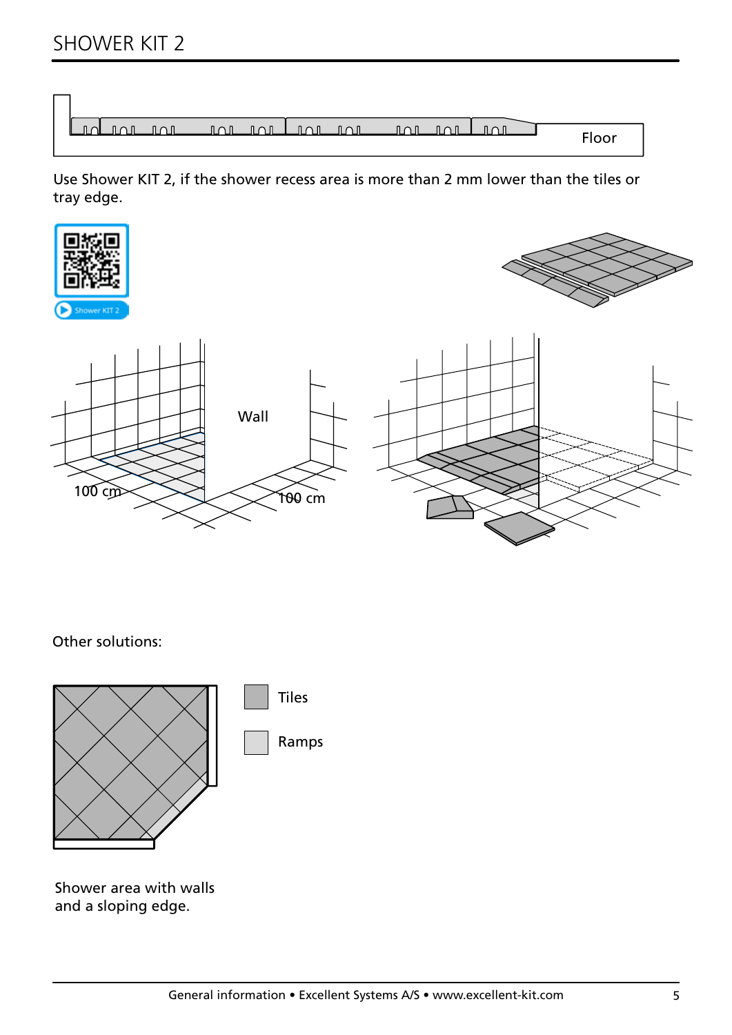# SHOWER KIT 2

Floor

Use Shower KIT 2, if the shower recess area is more than 2 mm lower than the tiles or tray edge.

Shower KIT 2

Wall

100 cm

100 cm

Other solutions:

Tiles

Ramps

Shower area with walls and a sloping edge.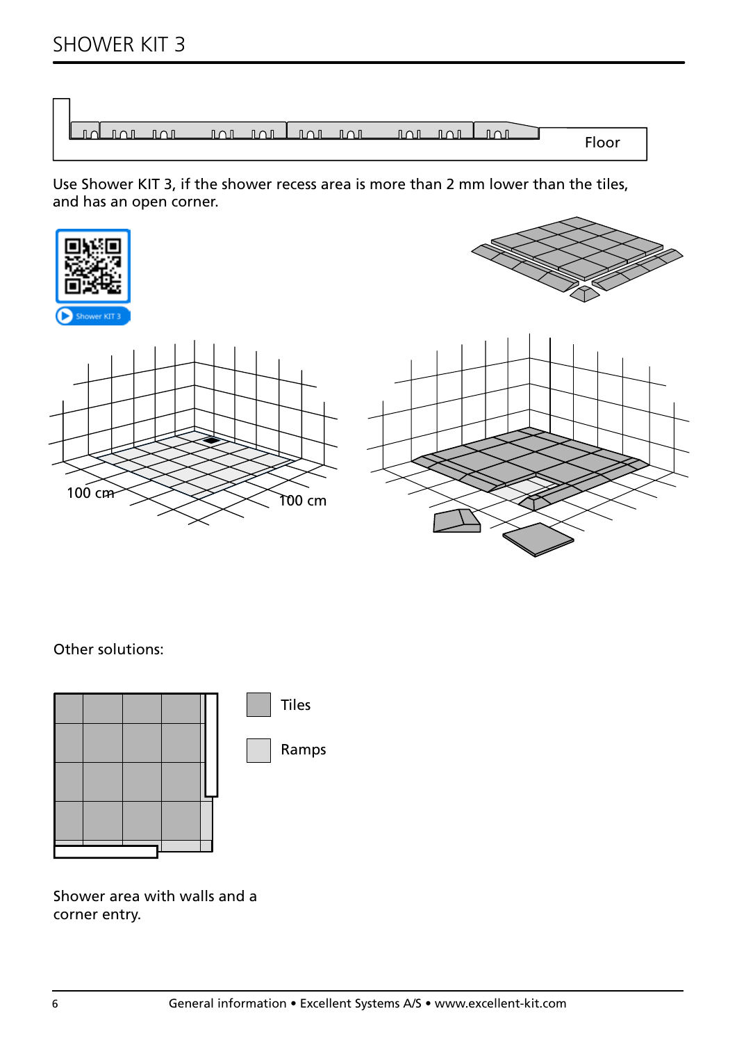# SHOWER KIT 3

Floor

Use Shower KIT 3, if the shower recess area is more than 2 mm lower than the tiles, and has an open corner.

Shower KIT 3

100 cm

100 cm

Other solutions:

Tiles

Ramps

Shower area with walls and a corner entry.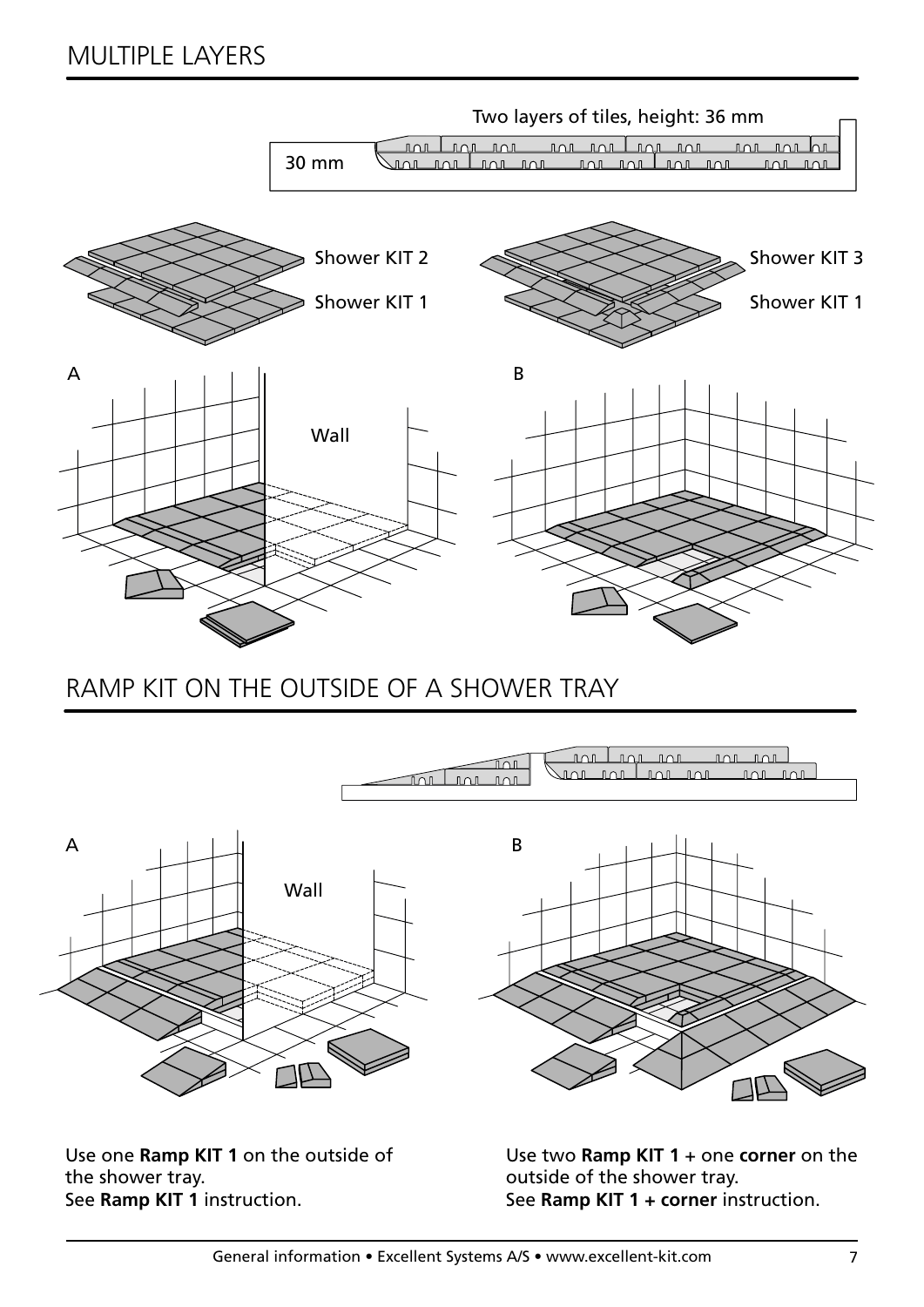## MULTIPLE LAYERS

Two layers of tiles, height: 36 mm

30 mm

Shower KIT 2

Shower KIT 1

Shower KIT 3

Shower KIT 1

A

Wall

B

## RAMP KIT ON THE OUTSIDE OF A SHOWER TRAY

A

Wall

B

Use one **Ramp KIT 1** on the outside of the shower tray.
See **Ramp KIT 1** instruction.

Use two **Ramp KIT 1** + one **corner** on the outside of the shower tray.
See **Ramp KIT 1 + corner** instruction.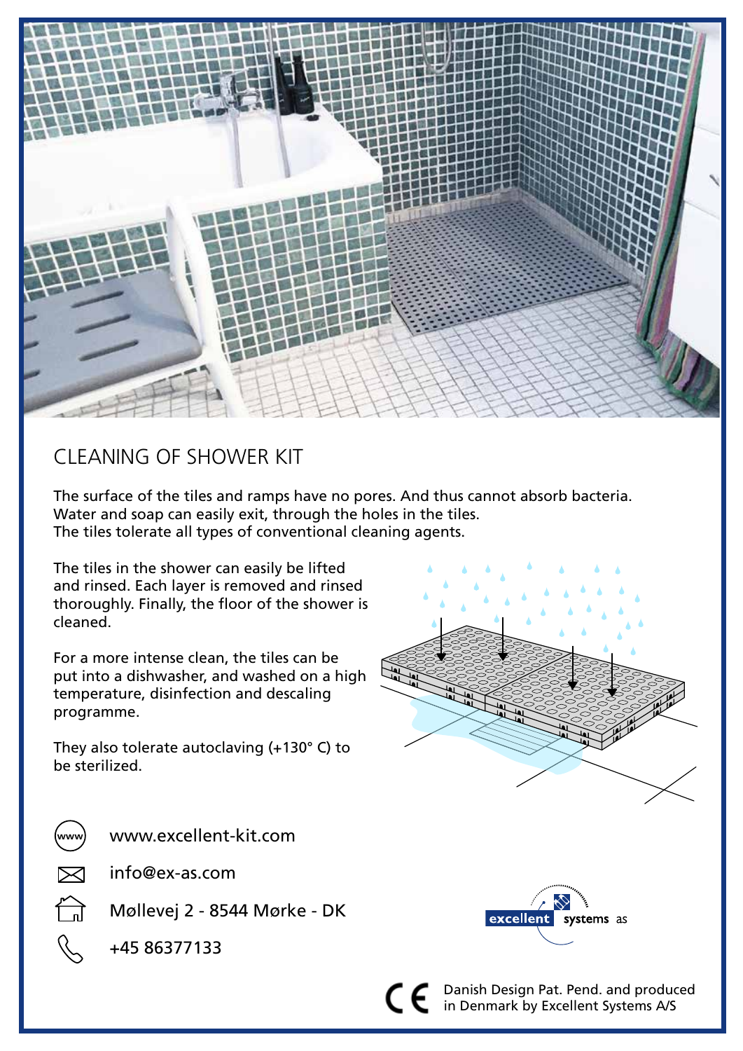## CLEANING OF SHOWER KIT

The surface of the tiles and ramps have no pores. And thus cannot absorb bacteria.
Water and soap can easily exit, through the holes in the tiles.
The tiles tolerate all types of conventional cleaning agents.

The tiles in the shower can easily be lifted and rinsed. Each layer is removed and rinsed thoroughly. Finally, the floor of the shower is cleaned.

For a more intense clean, the tiles can be put into a dishwasher, and washed on a high temperature, disinfection and descaling programme.

They also tolerate autoclaving (+130° C) to be sterilized.

www.excellent-kit.com

info@ex-as.com

Møllevej 2 - 8544 Mørke - DK

+45 86377133

excellent systems as

CE Danish Design Pat. Pend. and produced in Denmark by Excellent Systems A/S